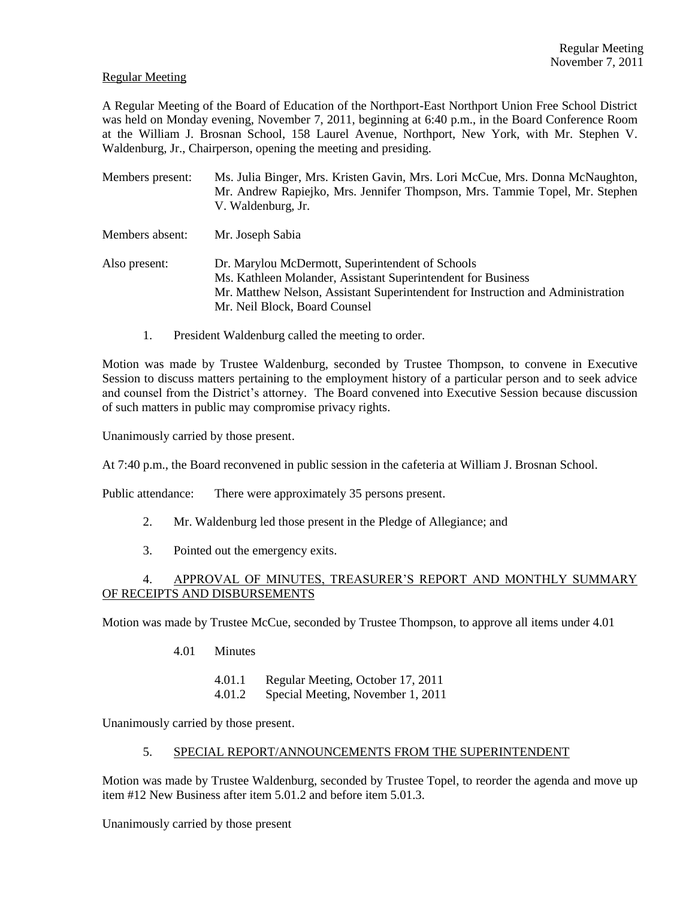Regular Meeting

A Regular Meeting of the Board of Education of the Northport-East Northport Union Free School District was held on Monday evening, November 7, 2011, beginning at 6:40 p.m., in the Board Conference Room at the William J. Brosnan School, 158 Laurel Avenue, Northport, New York, with Mr. Stephen V. Waldenburg, Jr., Chairperson, opening the meeting and presiding.

Members present: Ms. Julia Binger, Mrs. Kristen Gavin, Mrs. Lori McCue, Mrs. Donna McNaughton, Mr. Andrew Rapiejko, Mrs. Jennifer Thompson, Mrs. Tammie Topel, Mr. Stephen V. Waldenburg, Jr.

Members absent: Mr. Joseph Sabia

Also present: Dr. Marylou McDermott, Superintendent of Schools
Ms. Kathleen Molander, Assistant Superintendent for Business
Mr. Matthew Nelson, Assistant Superintendent for Instruction and Administration
Mr. Neil Block, Board Counsel

1. President Waldenburg called the meeting to order.

Motion was made by Trustee Waldenburg, seconded by Trustee Thompson, to convene in Executive Session to discuss matters pertaining to the employment history of a particular person and to seek advice and counsel from the District's attorney. The Board convened into Executive Session because discussion of such matters in public may compromise privacy rights.

Unanimously carried by those present.

At 7:40 p.m., the Board reconvened in public session in the cafeteria at William J. Brosnan School.

Public attendance: There were approximately 35 persons present.

2. Mr. Waldenburg led those present in the Pledge of Allegiance; and

3. Pointed out the emergency exits.

4. APPROVAL OF MINUTES, TREASURER'S REPORT AND MONTHLY SUMMARY OF RECEIPTS AND DISBURSEMENTS

Motion was made by Trustee McCue, seconded by Trustee Thompson, to approve all items under 4.01

4.01 Minutes

4.01.1 Regular Meeting, October 17, 2011
4.01.2 Special Meeting, November 1, 2011

Unanimously carried by those present.

5. SPECIAL REPORT/ANNOUNCEMENTS FROM THE SUPERINTENDENT

Motion was made by Trustee Waldenburg, seconded by Trustee Topel, to reorder the agenda and move up item #12 New Business after item 5.01.2 and before item 5.01.3.

Unanimously carried by those present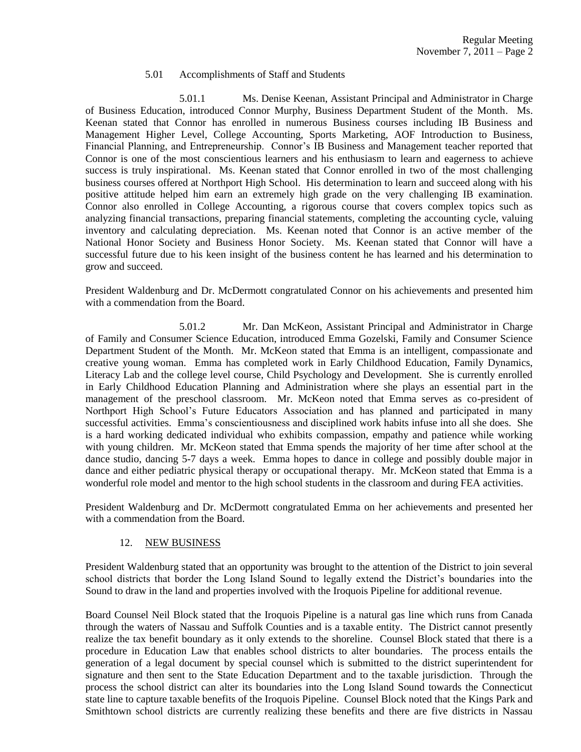5.01 Accomplishments of Staff and Students

5.01.1 Ms. Denise Keenan, Assistant Principal and Administrator in Charge of Business Education, introduced Connor Murphy, Business Department Student of the Month. Ms. Keenan stated that Connor has enrolled in numerous Business courses including IB Business and Management Higher Level, College Accounting, Sports Marketing, AOF Introduction to Business, Financial Planning, and Entrepreneurship. Connor's IB Business and Management teacher reported that Connor is one of the most conscientious learners and his enthusiasm to learn and eagerness to achieve success is truly inspirational. Ms. Keenan stated that Connor enrolled in two of the most challenging business courses offered at Northport High School. His determination to learn and succeed along with his positive attitude helped him earn an extremely high grade on the very challenging IB examination. Connor also enrolled in College Accounting, a rigorous course that covers complex topics such as analyzing financial transactions, preparing financial statements, completing the accounting cycle, valuing inventory and calculating depreciation. Ms. Keenan noted that Connor is an active member of the National Honor Society and Business Honor Society. Ms. Keenan stated that Connor will have a successful future due to his keen insight of the business content he has learned and his determination to grow and succeed.

President Waldenburg and Dr. McDermott congratulated Connor on his achievements and presented him with a commendation from the Board.

5.01.2 Mr. Dan McKeon, Assistant Principal and Administrator in Charge of Family and Consumer Science Education, introduced Emma Gozelski, Family and Consumer Science Department Student of the Month. Mr. McKeon stated that Emma is an intelligent, compassionate and creative young woman. Emma has completed work in Early Childhood Education, Family Dynamics, Literacy Lab and the college level course, Child Psychology and Development. She is currently enrolled in Early Childhood Education Planning and Administration where she plays an essential part in the management of the preschool classroom. Mr. McKeon noted that Emma serves as co-president of Northport High School's Future Educators Association and has planned and participated in many successful activities. Emma's conscientiousness and disciplined work habits infuse into all she does. She is a hard working dedicated individual who exhibits compassion, empathy and patience while working with young children. Mr. McKeon stated that Emma spends the majority of her time after school at the dance studio, dancing 5-7 days a week. Emma hopes to dance in college and possibly double major in dance and either pediatric physical therapy or occupational therapy. Mr. McKeon stated that Emma is a wonderful role model and mentor to the high school students in the classroom and during FEA activities.

President Waldenburg and Dr. McDermott congratulated Emma on her achievements and presented her with a commendation from the Board.

12. <u>NEW BUSINESS</u>

President Waldenburg stated that an opportunity was brought to the attention of the District to join several school districts that border the Long Island Sound to legally extend the District's boundaries into the Sound to draw in the land and properties involved with the Iroquois Pipeline for additional revenue.

Board Counsel Neil Block stated that the Iroquois Pipeline is a natural gas line which runs from Canada through the waters of Nassau and Suffolk Counties and is a taxable entity. The District cannot presently realize the tax benefit boundary as it only extends to the shoreline. Counsel Block stated that there is a procedure in Education Law that enables school districts to alter boundaries. The process entails the generation of a legal document by special counsel which is submitted to the district superintendent for signature and then sent to the State Education Department and to the taxable jurisdiction. Through the process the school district can alter its boundaries into the Long Island Sound towards the Connecticut state line to capture taxable benefits of the Iroquois Pipeline. Counsel Block noted that the Kings Park and Smithtown school districts are currently realizing these benefits and there are five districts in Nassau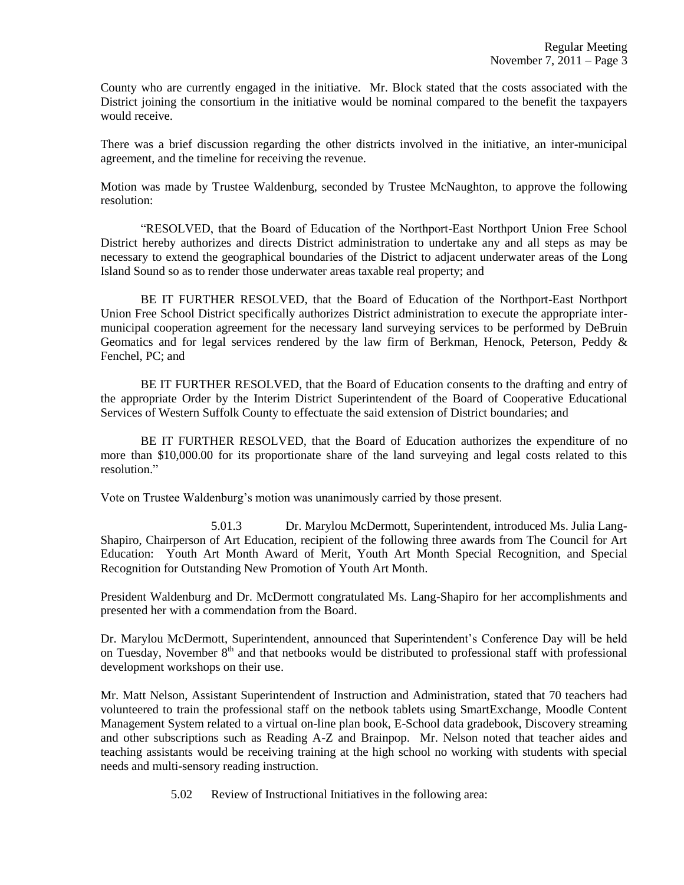County who are currently engaged in the initiative. Mr. Block stated that the costs associated with the District joining the consortium in the initiative would be nominal compared to the benefit the taxpayers would receive.

There was a brief discussion regarding the other districts involved in the initiative, an inter-municipal agreement, and the timeline for receiving the revenue.

Motion was made by Trustee Waldenburg, seconded by Trustee McNaughton, to approve the following resolution:

"RESOLVED, that the Board of Education of the Northport-East Northport Union Free School District hereby authorizes and directs District administration to undertake any and all steps as may be necessary to extend the geographical boundaries of the District to adjacent underwater areas of the Long Island Sound so as to render those underwater areas taxable real property; and

BE IT FURTHER RESOLVED, that the Board of Education of the Northport-East Northport Union Free School District specifically authorizes District administration to execute the appropriate inter-municipal cooperation agreement for the necessary land surveying services to be performed by DeBruin Geomatics and for legal services rendered by the law firm of Berkman, Henock, Peterson, Peddy & Fenchel, PC; and

BE IT FURTHER RESOLVED, that the Board of Education consents to the drafting and entry of the appropriate Order by the Interim District Superintendent of the Board of Cooperative Educational Services of Western Suffolk County to effectuate the said extension of District boundaries; and

BE IT FURTHER RESOLVED, that the Board of Education authorizes the expenditure of no more than $10,000.00 for its proportionate share of the land surveying and legal costs related to this resolution."

Vote on Trustee Waldenburg's motion was unanimously carried by those present.

5.01.3 Dr. Marylou McDermott, Superintendent, introduced Ms. Julia Lang-Shapiro, Chairperson of Art Education, recipient of the following three awards from The Council for Art Education: Youth Art Month Award of Merit, Youth Art Month Special Recognition, and Special Recognition for Outstanding New Promotion of Youth Art Month.

President Waldenburg and Dr. McDermott congratulated Ms. Lang-Shapiro for her accomplishments and presented her with a commendation from the Board.

Dr. Marylou McDermott, Superintendent, announced that Superintendent's Conference Day will be held on Tuesday, November 8th and that netbooks would be distributed to professional staff with professional development workshops on their use.

Mr. Matt Nelson, Assistant Superintendent of Instruction and Administration, stated that 70 teachers had volunteered to train the professional staff on the netbook tablets using SmartExchange, Moodle Content Management System related to a virtual on-line plan book, E-School data gradebook, Discovery streaming and other subscriptions such as Reading A-Z and Brainpop. Mr. Nelson noted that teacher aides and teaching assistants would be receiving training at the high school no working with students with special needs and multi-sensory reading instruction.

5.02 Review of Instructional Initiatives in the following area: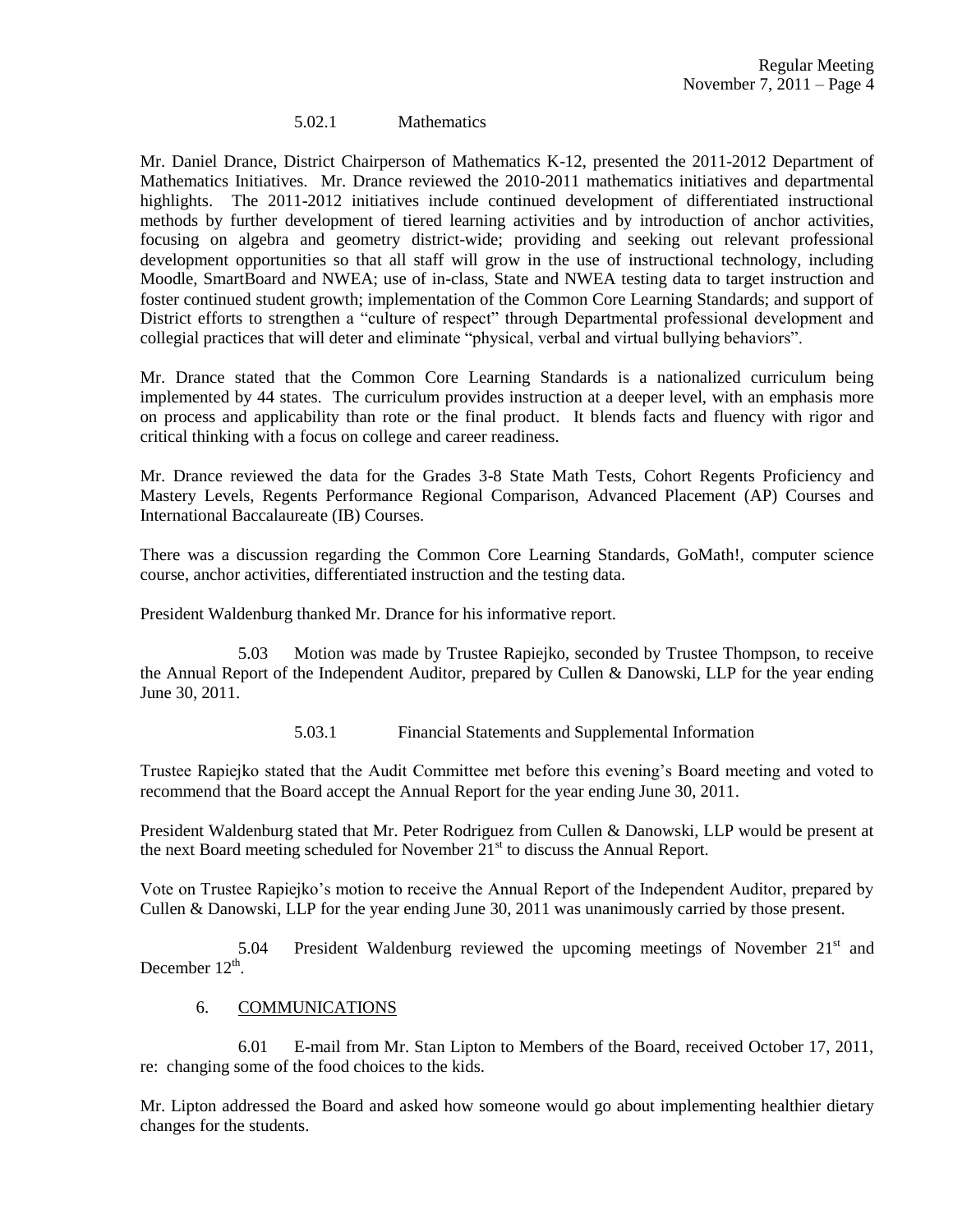5.02.1 Mathematics

Mr. Daniel Drance, District Chairperson of Mathematics K-12, presented the 2011-2012 Department of Mathematics Initiatives. Mr. Drance reviewed the 2010-2011 mathematics initiatives and departmental highlights. The 2011-2012 initiatives include continued development of differentiated instructional methods by further development of tiered learning activities and by introduction of anchor activities, focusing on algebra and geometry district-wide; providing and seeking out relevant professional development opportunities so that all staff will grow in the use of instructional technology, including Moodle, SmartBoard and NWEA; use of in-class, State and NWEA testing data to target instruction and foster continued student growth; implementation of the Common Core Learning Standards; and support of District efforts to strengthen a "culture of respect" through Departmental professional development and collegial practices that will deter and eliminate "physical, verbal and virtual bullying behaviors".

Mr. Drance stated that the Common Core Learning Standards is a nationalized curriculum being implemented by 44 states. The curriculum provides instruction at a deeper level, with an emphasis more on process and applicability than rote or the final product. It blends facts and fluency with rigor and critical thinking with a focus on college and career readiness.

Mr. Drance reviewed the data for the Grades 3-8 State Math Tests, Cohort Regents Proficiency and Mastery Levels, Regents Performance Regional Comparison, Advanced Placement (AP) Courses and International Baccalaureate (IB) Courses.

There was a discussion regarding the Common Core Learning Standards, GoMath!, computer science course, anchor activities, differentiated instruction and the testing data.

President Waldenburg thanked Mr. Drance for his informative report.

5.03 Motion was made by Trustee Rapiejko, seconded by Trustee Thompson, to receive the Annual Report of the Independent Auditor, prepared by Cullen & Danowski, LLP for the year ending June 30, 2011.

5.03.1 Financial Statements and Supplemental Information

Trustee Rapiejko stated that the Audit Committee met before this evening's Board meeting and voted to recommend that the Board accept the Annual Report for the year ending June 30, 2011.

President Waldenburg stated that Mr. Peter Rodriguez from Cullen & Danowski, LLP would be present at the next Board meeting scheduled for November 21st to discuss the Annual Report.

Vote on Trustee Rapiejko's motion to receive the Annual Report of the Independent Auditor, prepared by Cullen & Danowski, LLP for the year ending June 30, 2011 was unanimously carried by those present.

5.04 President Waldenburg reviewed the upcoming meetings of November 21st and December 12th.

6. COMMUNICATIONS

6.01 E-mail from Mr. Stan Lipton to Members of the Board, received October 17, 2011, re: changing some of the food choices to the kids.

Mr. Lipton addressed the Board and asked how someone would go about implementing healthier dietary changes for the students.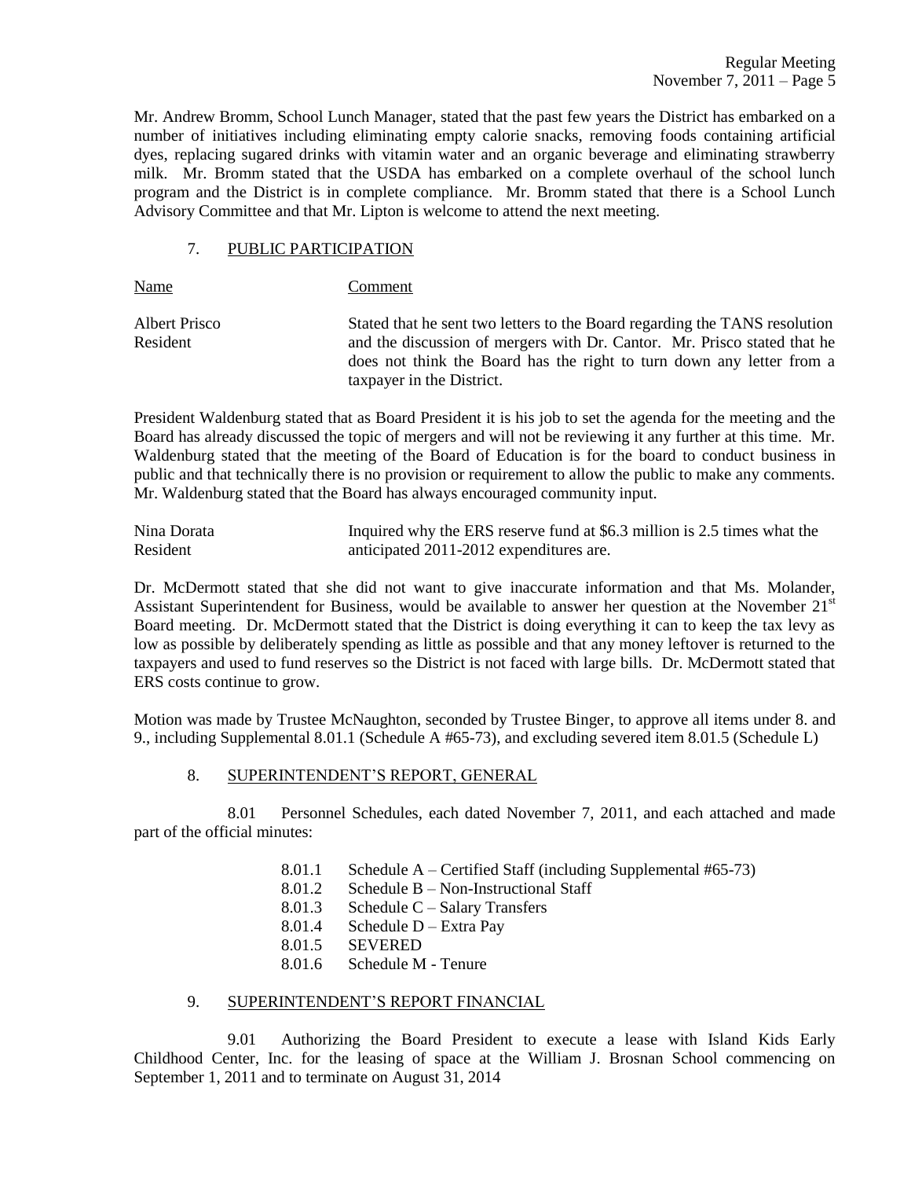Mr. Andrew Bromm, School Lunch Manager, stated that the past few years the District has embarked on a number of initiatives including eliminating empty calorie snacks, removing foods containing artificial dyes, replacing sugared drinks with vitamin water and an organic beverage and eliminating strawberry milk. Mr. Bromm stated that the USDA has embarked on a complete overhaul of the school lunch program and the District is in complete compliance. Mr. Bromm stated that there is a School Lunch Advisory Committee and that Mr. Lipton is welcome to attend the next meeting.

## 7. PUBLIC PARTICIPATION

| Name | Comment |
|---|---|
| Albert Prisco<br>Resident | Stated that he sent two letters to the Board regarding the TANS resolution and the discussion of mergers with Dr. Cantor. Mr. Prisco stated that he does not think the Board has the right to turn down any letter from a taxpayer in the District. |

President Waldenburg stated that as Board President it is his job to set the agenda for the meeting and the Board has already discussed the topic of mergers and will not be reviewing it any further at this time. Mr. Waldenburg stated that the meeting of the Board of Education is for the board to conduct business in public and that technically there is no provision or requirement to allow the public to make any comments. Mr. Waldenburg stated that the Board has always encouraged community input.

| | |
|---|---|
| Nina Dorata<br>Resident | Inquired why the ERS reserve fund at $6.3 million is 2.5 times what the anticipated 2011-2012 expenditures are. |

Dr. McDermott stated that she did not want to give inaccurate information and that Ms. Molander, Assistant Superintendent for Business, would be available to answer her question at the November 21st Board meeting. Dr. McDermott stated that the District is doing everything it can to keep the tax levy as low as possible by deliberately spending as little as possible and that any money leftover is returned to the taxpayers and used to fund reserves so the District is not faced with large bills. Dr. McDermott stated that ERS costs continue to grow.

Motion was made by Trustee McNaughton, seconded by Trustee Binger, to approve all items under 8. and 9., including Supplemental 8.01.1 (Schedule A #65-73), and excluding severed item 8.01.5 (Schedule L)

## 8. SUPERINTENDENT'S REPORT, GENERAL

8.01 Personnel Schedules, each dated November 7, 2011, and each attached and made part of the official minutes:

- 8.01.1 Schedule A – Certified Staff (including Supplemental #65-73)
- 8.01.2 Schedule B – Non-Instructional Staff
- 8.01.3 Schedule C – Salary Transfers
- 8.01.4 Schedule D – Extra Pay
- 8.01.5 SEVERED
- 8.01.6 Schedule M - Tenure

## 9. SUPERINTENDENT'S REPORT FINANCIAL

9.01 Authorizing the Board President to execute a lease with Island Kids Early Childhood Center, Inc. for the leasing of space at the William J. Brosnan School commencing on September 1, 2011 and to terminate on August 31, 2014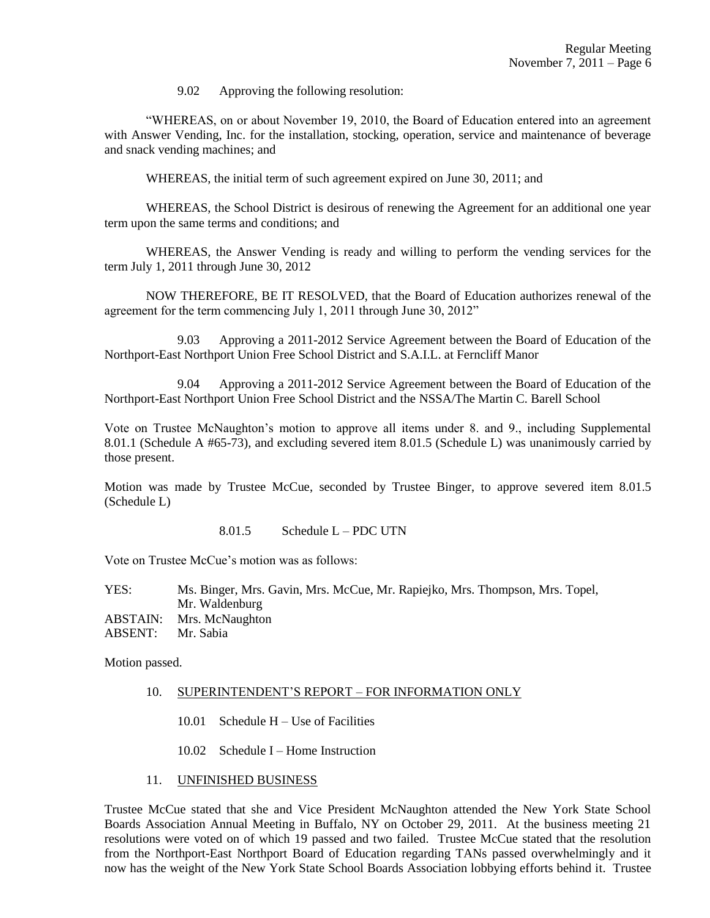9.02 Approving the following resolution:

"WHEREAS, on or about November 19, 2010, the Board of Education entered into an agreement with Answer Vending, Inc. for the installation, stocking, operation, service and maintenance of beverage and snack vending machines; and

WHEREAS, the initial term of such agreement expired on June 30, 2011; and

WHEREAS, the School District is desirous of renewing the Agreement for an additional one year term upon the same terms and conditions; and

WHEREAS, the Answer Vending is ready and willing to perform the vending services for the term July 1, 2011 through June 30, 2012

NOW THEREFORE, BE IT RESOLVED, that the Board of Education authorizes renewal of the agreement for the term commencing July 1, 2011 through June 30, 2012"

9.03 Approving a 2011-2012 Service Agreement between the Board of Education of the Northport-East Northport Union Free School District and S.A.I.L. at Ferncliff Manor

9.04 Approving a 2011-2012 Service Agreement between the Board of Education of the Northport-East Northport Union Free School District and the NSSA/The Martin C. Barell School

Vote on Trustee McNaughton's motion to approve all items under 8. and 9., including Supplemental 8.01.1 (Schedule A #65-73), and excluding severed item 8.01.5 (Schedule L) was unanimously carried by those present.

Motion was made by Trustee McCue, seconded by Trustee Binger, to approve severed item 8.01.5 (Schedule L)

8.01.5 Schedule L – PDC UTN

Vote on Trustee McCue's motion was as follows:

YES: Ms. Binger, Mrs. Gavin, Mrs. McCue, Mr. Rapiejko, Mrs. Thompson, Mrs. Topel, Mr. Waldenburg
ABSTAIN: Mrs. McNaughton
ABSENT: Mr. Sabia

Motion passed.

10. SUPERINTENDENT'S REPORT – FOR INFORMATION ONLY

10.01 Schedule H – Use of Facilities

10.02 Schedule I – Home Instruction

11. UNFINISHED BUSINESS

Trustee McCue stated that she and Vice President McNaughton attended the New York State School Boards Association Annual Meeting in Buffalo, NY on October 29, 2011. At the business meeting 21 resolutions were voted on of which 19 passed and two failed. Trustee McCue stated that the resolution from the Northport-East Northport Board of Education regarding TANs passed overwhelmingly and it now has the weight of the New York State School Boards Association lobbying efforts behind it. Trustee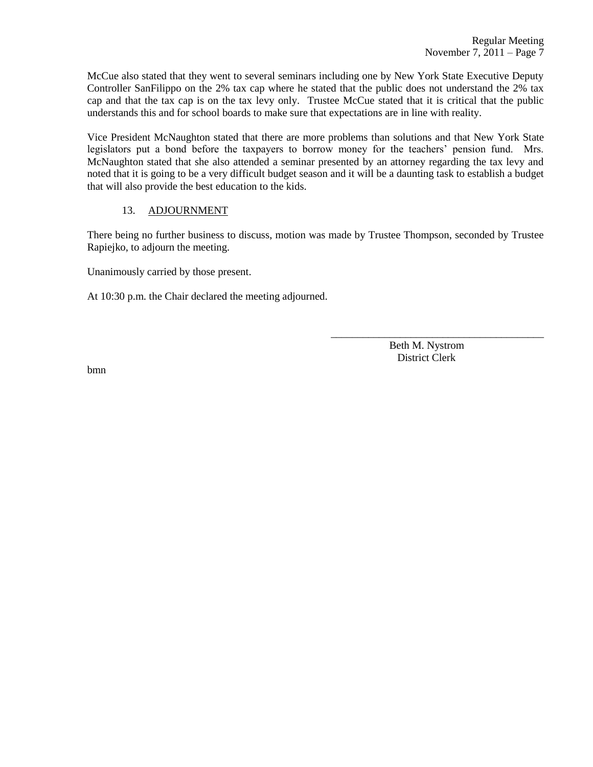McCue also stated that they went to several seminars including one by New York State Executive Deputy Controller SanFilippo on the 2% tax cap where he stated that the public does not understand the 2% tax cap and that the tax cap is on the tax levy only. Trustee McCue stated that it is critical that the public understands this and for school boards to make sure that expectations are in line with reality.

Vice President McNaughton stated that there are more problems than solutions and that New York State legislators put a bond before the taxpayers to borrow money for the teachers' pension fund. Mrs. McNaughton stated that she also attended a seminar presented by an attorney regarding the tax levy and noted that it is going to be a very difficult budget season and it will be a daunting task to establish a budget that will also provide the best education to the kids.

13. ADJOURNMENT

There being no further business to discuss, motion was made by Trustee Thompson, seconded by Trustee Rapiejko, to adjourn the meeting.

Unanimously carried by those present.

At 10:30 p.m. the Chair declared the meeting adjourned.

\_\_\_\_\_\_\_\_\_\_\_\_\_\_\_\_\_\_\_\_\_\_\_\_\_\_\_\_\_\_\_\_\_\_\_\_\_\_\_\_

Beth M. Nystrom
District Clerk

bmn